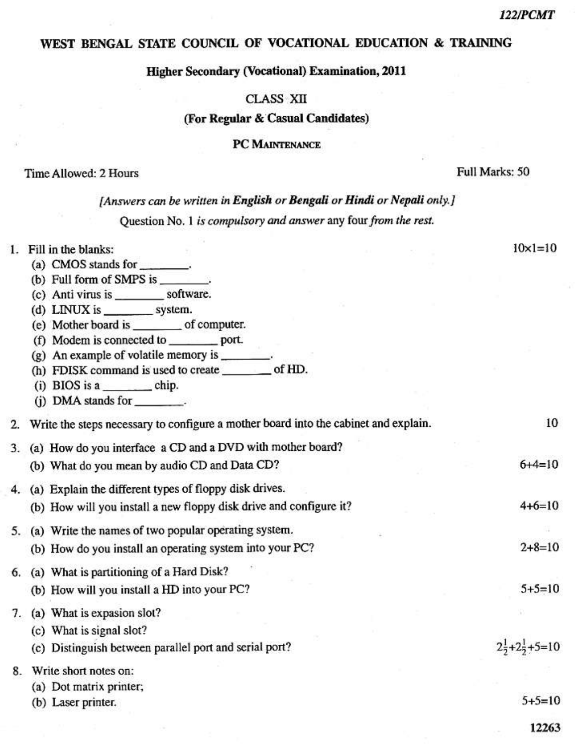122/PCMT

# WEST BENGAL STATE COUNCIL OF VOCATIONAL EDUCATION & TRAINING

## Higher Secondary (Vocational) Examination, 2011

**CLASS XII**

**(For Regular & Casual Candidates)**

**PC MAINTENANCE**

Time Allowed: 2 Hours — Full Marks: 50

*[Answers can be written in **English** or **Bengali** or **Hindi** or **Nepali** only.]*

Question No. 1 *is compulsory and answer* any four *from the rest.*

1. Fill in the blanks: $10\times1=10$
   (a) CMOS stands for ________.
   (b) Full form of SMPS is ________.
   (c) Anti virus is ________ software.
   (d) LINUX is ________ system.
   (e) Mother board is ________ of computer.
   (f) Modem is connected to ________ port.
   (g) An example of volatile memory is ________.
   (h) FDISK command is used to create ________ of HD.
   (i) BIOS is a ________ chip.
   (j) DMA stands for ________.

2. Write the steps necessary to configure a mother board into the cabinet and explain. 10

3. (a) How do you interface a CD and a DVD with mother board?
   (b) What do you mean by audio CD and Data CD? $6+4=10$

4. (a) Explain the different types of floppy disk drives.
   (b) How will you install a new floppy disk drive and configure it? $4+6=10$

5. (a) Write the names of two popular operating system.
   (b) How do you install an operating system into your PC? $2+8=10$

6. (a) What is partitioning of a Hard Disk?
   (b) How will you install a HD into your PC? $5+5=10$

7. (a) What is expasion slot?
   (c) What is signal slot?
   (c) Distinguish between parallel port and serial port? $2\frac{1}{2}+2\frac{1}{2}+5=10$

8. Write short notes on:
   (a) Dot matrix printer;
   (b) Laser printer. $5+5=10$

12263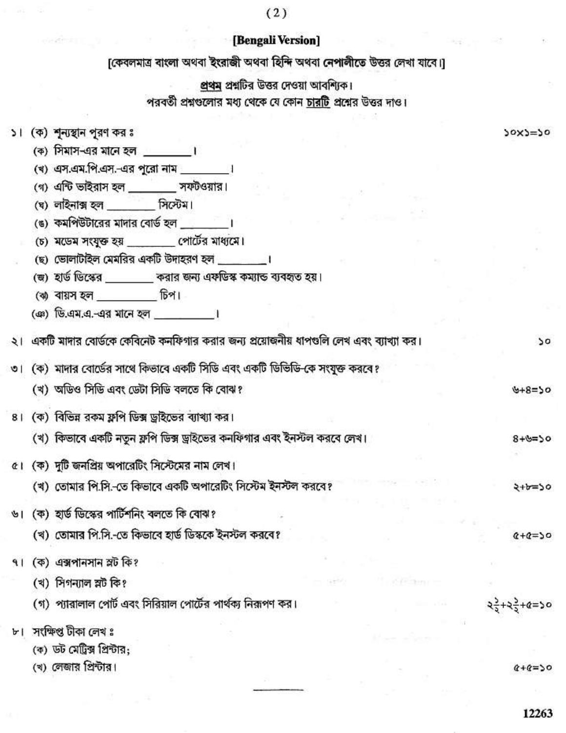**[Bengali Version]**

[কেবলমাত্র বাংলা অথবা ইংরাজী অথবা হিন্দি অথবা নেপালীতে উত্তর লেখা যাবে।]

<u>প্রথম</u> প্রশ্নটির উত্তর দেওয়া আবশ্যিক।

পরবর্তী প্রশ্নগুলোর মধ্য থেকে যে কোন <u>চারটি</u> প্রশ্নের উত্তর দাও।

১। (ক) শূন্যস্থান পূরণ কর ঃ — ১০×১=১০

(ক) সিমাস-এর মানে হল ________।

(খ) এস.এম.পি.এস.-এর পুরো নাম ________।

(গ) এন্টি ভাইরাস হল ________ সফটওয়ার।

(ঘ) লাইনাক্স হল ________ সিস্টেম।

(ঙ) কমপিউটারের মাদার বোর্ড হল ________।

(চ) মডেম সংযুক্ত হয় ________ পোর্টের মাধ্যমে।

(ছ) ভোলাটাইল মেমরির একটি উদাহরণ হল ________।

(জ) হার্ড ডিস্কের ________ করার জন্য এফডিস্ক কম্যান্ড ব্যবহৃত হয়।

(ঝ) বায়স হল ________ চিপ।

(ঞ) ডি.এম.এ.-এর মানে হল ________।

২। একটি মাদার বোর্ডকে কেবিনেট কনফিগার করার জন্য প্রয়োজনীয় ধাপগুলি লেখ এবং ব্যাখ্যা কর। — ১০

৩। (ক) মাদার বোর্ডের সাথে কিভাবে একটি সিডি এবং একটি ডিভিডি-কে সংযুক্ত করবে?

(খ) অডিও সিডি এবং ডেটা সিডি বলতে কি বোঝ? — ৬+৪=১০

৪। (ক) বিভিন্ন রকম ফ্লপি ডিস্ক ড্রাইভের ব্যাখ্যা কর।

(খ) কিভাবে একটি নতুন ফ্লপি ডিস্ক ড্রাইভের কনফিগার এবং ইনস্টল করবে লেখ। — ৪+৬=১০

৫। (ক) দুটি জনপ্রিয় অপারেটিং সিস্টেমের নাম লেখ।

(খ) তোমার পি.সি.-তে কিভাবে একটি অপারেটিং সিস্টেম ইনস্টল করবে? — ২+৮=১০

৬। (ক) হার্ড ডিস্কের পার্টিশনিং বলতে কি বোঝ?

(খ) তোমার পি.সি.-তে কিভাবে হার্ড ডিস্ককে ইনস্টল করবে? — ৫+৫=১০

৭। (ক) এক্সপানসান স্লট কি?

(খ) সিগন্যাল স্লট কি?

(গ) প্যারালাল পোর্ট এবং সিরিয়াল পোর্টের পার্থক্য নিরূপণ কর। — $২\frac{১}{২}+২\frac{১}{২}+৫=১০$

৮। সংক্ষিপ্ত টীকা লেখ ঃ

(ক) ডট মেট্রিক্স প্রিন্টার;

(খ) লেজার প্রিন্টার। — ৫+৫=১০

---

12263